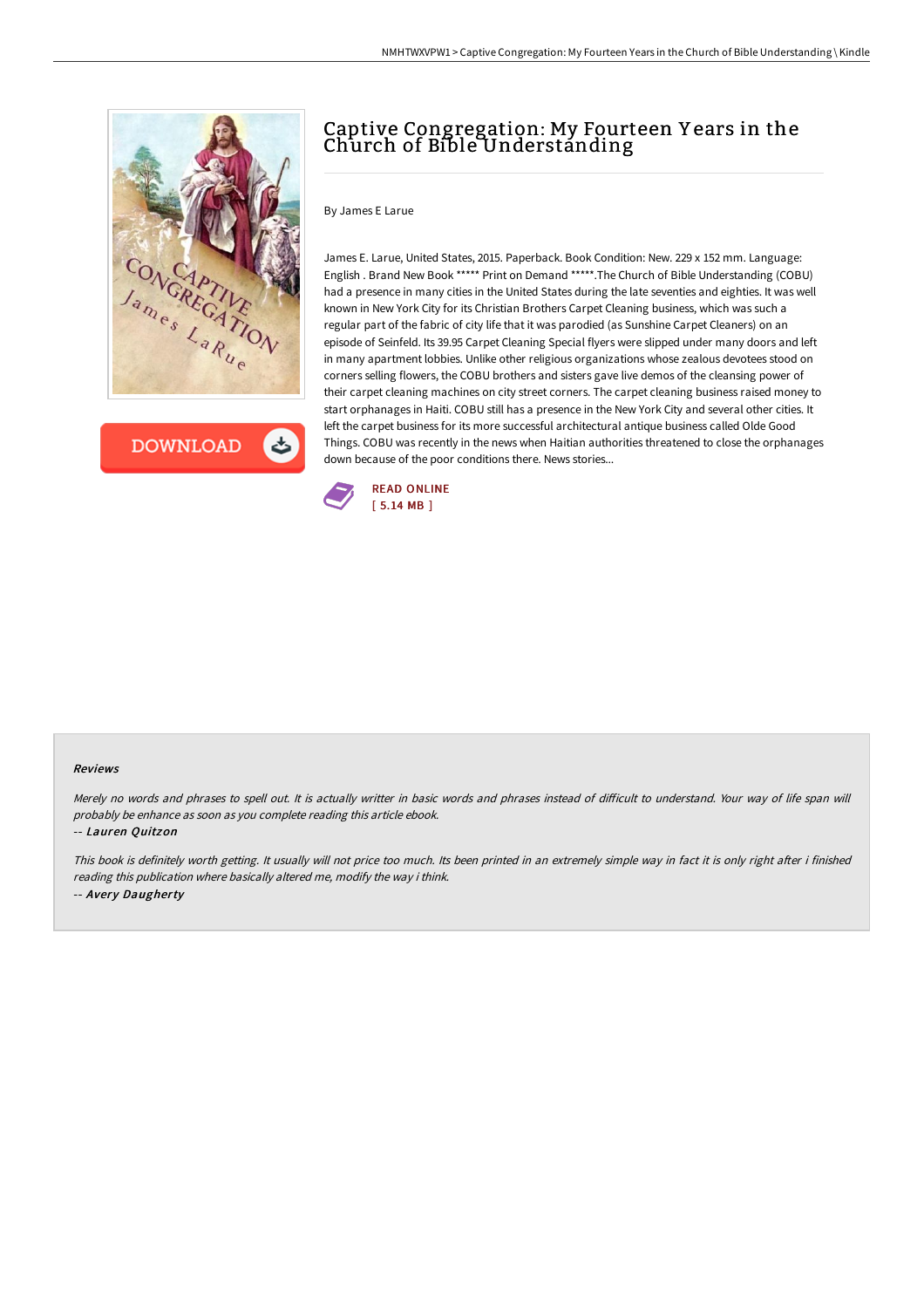# Captive Congregation: My Fourteen Years in the Church of Bible Understanding

By James E Larue

James E. Larue, United States, 2015. Paperback. Book Condition: New. 229 x 152 mm. Language: English . Brand New Book ***** Print on Demand *****.The Church of Bible Understanding (COBU) had a presence in many cities in the United States during the late seventies and eighties. It was well known in New York City for its Christian Brothers Carpet Cleaning business, which was such a regular part of the fabric of city life that it was parodied (as Sunshine Carpet Cleaners) on an episode of Seinfeld. Its 39.95 Carpet Cleaning Special flyers were slipped under many doors and left in many apartment lobbies. Unlike other religious organizations whose zealous devotees stood on corners selling flowers, the COBU brothers and sisters gave live demos of the cleansing power of their carpet cleaning machines on city street corners. The carpet cleaning business raised money to start orphanages in Haiti. COBU still has a presence in the New York City and several other cities. It left the carpet business for its more successful architectural antique business called Olde Good Things. COBU was recently in the news when Haitian authorities threatened to close the orphanages down because of the poor conditions there. News stories...

DOWNLOAD

READ ONLINE
[ 5.14 MB ]

#### Reviews

*Merely no words and phrases to spell out. It is actually writter in basic words and phrases instead of difficult to understand. Your way of life span will probably be enhance as soon as you complete reading this article ebook.*

-- *Lauren Quitzon*

*This book is definitely worth getting. It usually will not price too much. Its been printed in an extremely simple way in fact it is only right after i finished reading this publication where basically altered me, modify the way i think.*

-- *Avery Daugherty*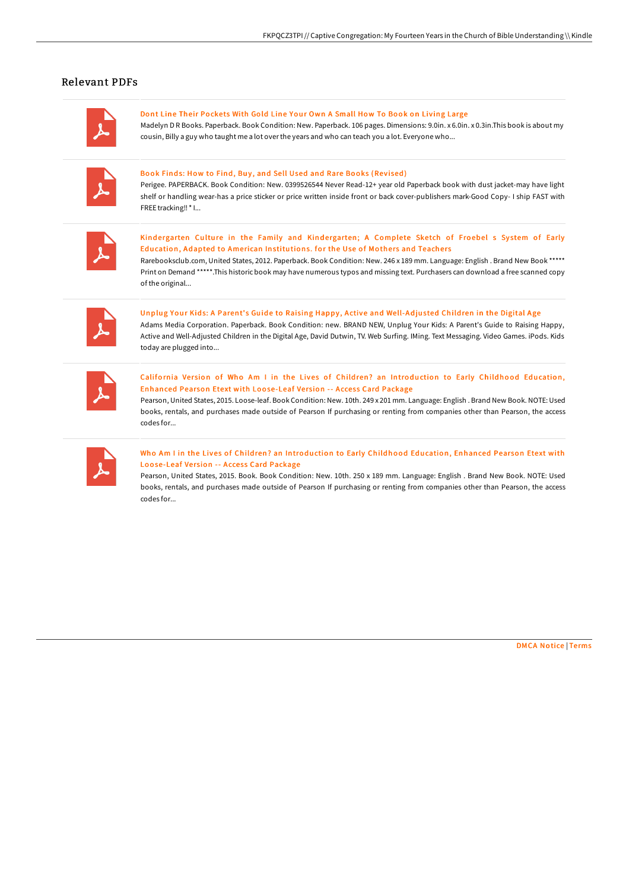## Relevant PDFs

**Dont Line Their Pockets With Gold Line Your Own A Small How To Book on Living Large**

Madelyn D R Books. Paperback. Book Condition: New. Paperback. 106 pages. Dimensions: 9.0in. x 6.0in. x 0.3in.This book is about my cousin, Billy a guy who taught me a lot over the years and who can teach you a lot. Everyone who...

**Book Finds: How to Find, Buy, and Sell Used and Rare Books (Revised)**

Perigee. PAPERBACK. Book Condition: New. 0399526544 Never Read-12+ year old Paperback book with dust jacket-may have light shelf or handling wear-has a price sticker or price written inside front or back cover-publishers mark-Good Copy- I ship FAST with FREE tracking!! * I...

**Kindergarten Culture in the Family and Kindergarten; A Complete Sketch of Froebel s System of Early Education, Adapted to American Institutions. for the Use of Mothers and Teachers**

Rarebooksclub.com, United States, 2012. Paperback. Book Condition: New. 246 x 189 mm. Language: English . Brand New Book ***** Print on Demand *****.This historic book may have numerous typos and missing text. Purchasers can download a free scanned copy of the original...

**Unplug Your Kids: A Parent's Guide to Raising Happy, Active and Well-Adjusted Children in the Digital Age**

Adams Media Corporation. Paperback. Book Condition: new. BRAND NEW, Unplug Your Kids: A Parent's Guide to Raising Happy, Active and Well-Adjusted Children in the Digital Age, David Dutwin, TV. Web Surfing. IMing. Text Messaging. Video Games. iPods. Kids today are plugged into...

**California Version of Who Am I in the Lives of Children? an Introduction to Early Childhood Education, Enhanced Pearson Etext with Loose-Leaf Version -- Access Card Package**

Pearson, United States, 2015. Loose-leaf. Book Condition: New. 10th. 249 x 201 mm. Language: English . Brand New Book. NOTE: Used books, rentals, and purchases made outside of Pearson If purchasing or renting from companies other than Pearson, the access codes for...

**Who Am I in the Lives of Children? an Introduction to Early Childhood Education, Enhanced Pearson Etext with Loose-Leaf Version -- Access Card Package**

Pearson, United States, 2015. Book. Book Condition: New. 10th. 250 x 189 mm. Language: English . Brand New Book. NOTE: Used books, rentals, and purchases made outside of Pearson If purchasing or renting from companies other than Pearson, the access codes for...

DMCA Notice | Terms